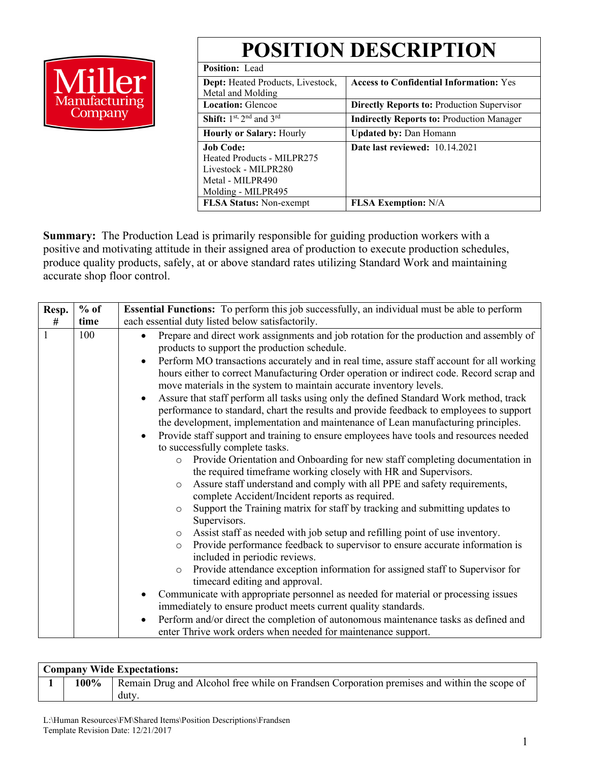Miller Manufacturing Company

# POSITION DESCRIPTION

| **Position:** Lead | |
|---|---|
| **Dept:** Heated Products, Livestock, Metal and Molding | **Access to Confidential Information:** Yes |
| **Location:** Glencoe | **Directly Reports to:** Production Supervisor |
| **Shift:** 1st, 2nd and 3rd | **Indirectly Reports to:** Production Manager |
| **Hourly or Salary:** Hourly | **Updated by:** Dan Homann |
| **Job Code:** Heated Products - MILPR275, Livestock - MILPR280, Metal - MILPR490, Molding - MILPR495 | **Date last reviewed:** 10.14.2021 |
| **FLSA Status:** Non-exempt | **FLSA Exemption:** N/A |

**Summary:** The Production Lead is primarily responsible for guiding production workers with a positive and motivating attitude in their assigned area of production to execute production schedules, produce quality products, safely, at or above standard rates utilizing Standard Work and maintaining accurate shop floor control.

| Resp. # | % of time | **Essential Functions:** To perform this job successfully, an individual must be able to perform each essential duty listed below satisfactorily. |
|---|---|---|
| 1 | 100 | • Prepare and direct work assignments and job rotation for the production and assembly of products to support the production schedule.<br>• Perform MO transactions accurately and in real time, assure staff account for all working hours either to correct Manufacturing Order operation or indirect code. Record scrap and move materials in the system to maintain accurate inventory levels.<br>• Assure that staff perform all tasks using only the defined Standard Work method, track performance to standard, chart the results and provide feedback to employees to support the development, implementation and maintenance of Lean manufacturing principles.<br>• Provide staff support and training to ensure employees have tools and resources needed to successfully complete tasks.<br>  ○ Provide Orientation and Onboarding for new staff completing documentation in the required timeframe working closely with HR and Supervisors.<br>  ○ Assure staff understand and comply with all PPE and safety requirements, complete Accident/Incident reports as required.<br>  ○ Support the Training matrix for staff by tracking and submitting updates to Supervisors.<br>  ○ Assist staff as needed with job setup and refilling point of use inventory.<br>  ○ Provide performance feedback to supervisor to ensure accurate information is included in periodic reviews.<br>  ○ Provide attendance exception information for assigned staff to Supervisor for timecard editing and approval.<br>• Communicate with appropriate personnel as needed for material or processing issues immediately to ensure product meets current quality standards.<br>• Perform and/or direct the completion of autonomous maintenance tasks as defined and enter Thrive work orders when needed for maintenance support. |

| **Company Wide Expectations:** | | |
|---|---|---|
| **1** | **100%** | Remain Drug and Alcohol free while on Frandsen Corporation premises and within the scope of duty. |

L:\Human Resources\FM\Shared Items\Position Descriptions\Frandsen
Template Revision Date: 12/21/2017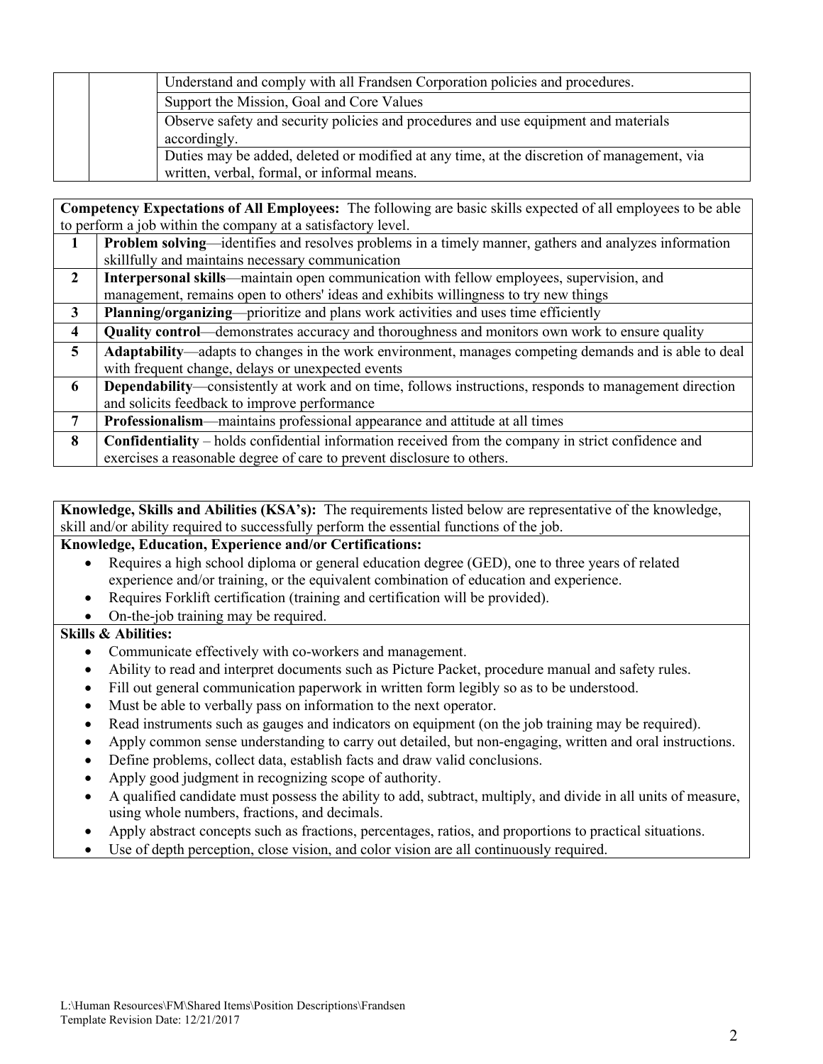| | | |
|---|---|---|
| | | Understand and comply with all Frandsen Corporation policies and procedures. |
| | | Support the Mission, Goal and Core Values |
| | | Observe safety and security policies and procedures and use equipment and materials accordingly. |
| | | Duties may be added, deleted or modified at any time, at the discretion of management, via written, verbal, formal, or informal means. |

**Competency Expectations of All Employees:** The following are basic skills expected of all employees to be able to perform a job within the company at a satisfactory level.

| | |
|---|---|
| **1** | **Problem solving**—identifies and resolves problems in a timely manner, gathers and analyzes information skillfully and maintains necessary communication |
| **2** | **Interpersonal skills**—maintain open communication with fellow employees, supervision, and management, remains open to others' ideas and exhibits willingness to try new things |
| **3** | **Planning/organizing**—prioritize and plans work activities and uses time efficiently |
| **4** | **Quality control**—demonstrates accuracy and thoroughness and monitors own work to ensure quality |
| **5** | **Adaptability**—adapts to changes in the work environment, manages competing demands and is able to deal with frequent change, delays or unexpected events |
| **6** | **Dependability**—consistently at work and on time, follows instructions, responds to management direction and solicits feedback to improve performance |
| **7** | **Professionalism**—maintains professional appearance and attitude at all times |
| **8** | **Confidentiality** – holds confidential information received from the company in strict confidence and exercises a reasonable degree of care to prevent disclosure to others. |

**Knowledge, Skills and Abilities (KSA's):** The requirements listed below are representative of the knowledge, skill and/or ability required to successfully perform the essential functions of the job.

**Knowledge, Education, Experience and/or Certifications:**

- Requires a high school diploma or general education degree (GED), one to three years of related experience and/or training, or the equivalent combination of education and experience.
- Requires Forklift certification (training and certification will be provided).
- On-the-job training may be required.

**Skills & Abilities:**

- Communicate effectively with co-workers and management.
- Ability to read and interpret documents such as Picture Packet, procedure manual and safety rules.
- Fill out general communication paperwork in written form legibly so as to be understood.
- Must be able to verbally pass on information to the next operator.
- Read instruments such as gauges and indicators on equipment (on the job training may be required).
- Apply common sense understanding to carry out detailed, but non-engaging, written and oral instructions.
- Define problems, collect data, establish facts and draw valid conclusions.
- Apply good judgment in recognizing scope of authority.
- A qualified candidate must possess the ability to add, subtract, multiply, and divide in all units of measure, using whole numbers, fractions, and decimals.
- Apply abstract concepts such as fractions, percentages, ratios, and proportions to practical situations.
- Use of depth perception, close vision, and color vision are all continuously required.

L:\Human Resources\FM\Shared Items\Position Descriptions\Frandsen
Template Revision Date: 12/21/2017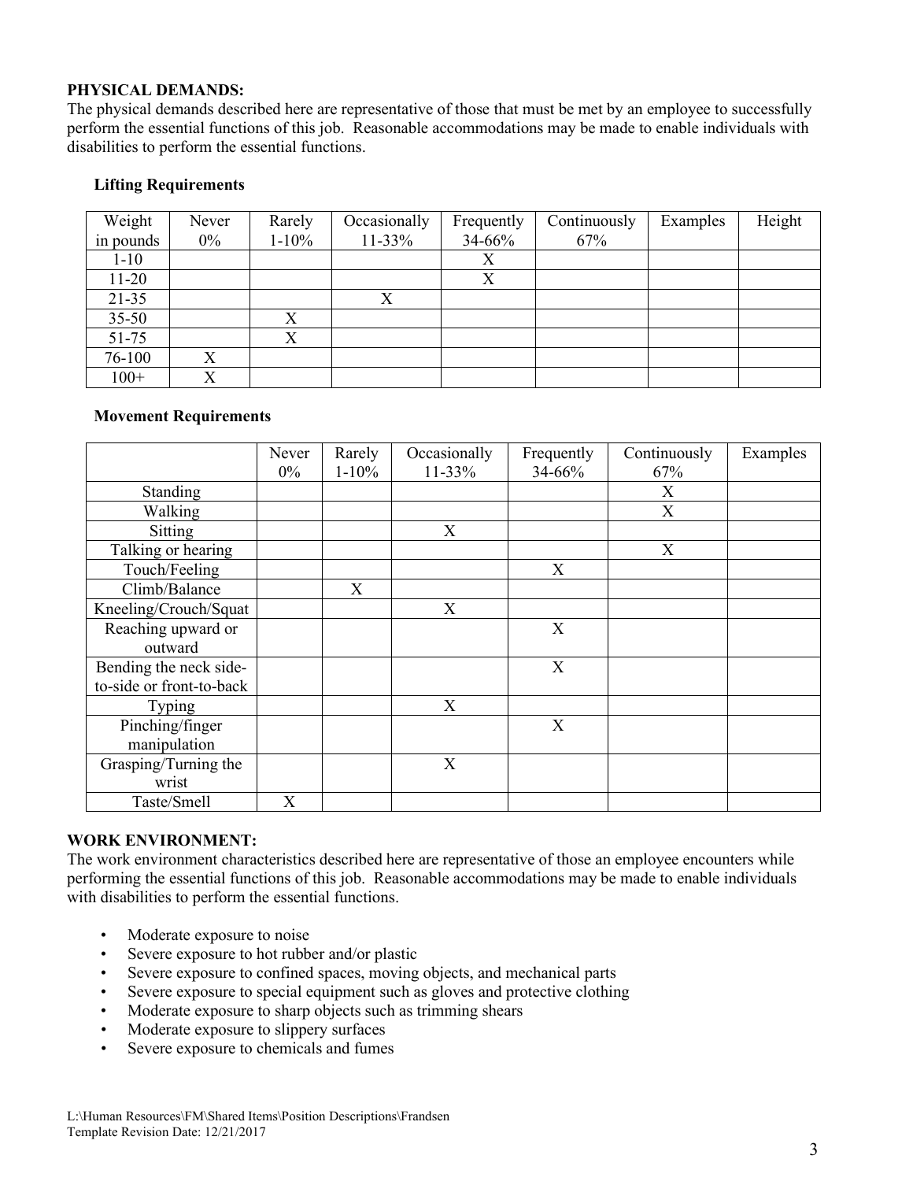**PHYSICAL DEMANDS:**
The physical demands described here are representative of those that must be met by an employee to successfully perform the essential functions of this job. Reasonable accommodations may be made to enable individuals with disabilities to perform the essential functions.

**Lifting Requirements**

| Weight in pounds | Never 0% | Rarely 1-10% | Occasionally 11-33% | Frequently 34-66% | Continuously 67% | Examples | Height |
|---|---|---|---|---|---|---|---|
| 1-10 | | | | X | | | |
| 11-20 | | | | X | | | |
| 21-35 | | | X | | | | |
| 35-50 | | X | | | | | |
| 51-75 | | X | | | | | |
| 76-100 | X | | | | | | |
| 100+ | X | | | | | | |

**Movement Requirements**

| | Never 0% | Rarely 1-10% | Occasionally 11-33% | Frequently 34-66% | Continuously 67% | Examples |
|---|---|---|---|---|---|---|
| Standing | | | | | X | |
| Walking | | | | | X | |
| Sitting | | | X | | | |
| Talking or hearing | | | | | X | |
| Touch/Feeling | | | | X | | |
| Climb/Balance | | X | | | | |
| Kneeling/Crouch/Squat | | | X | | | |
| Reaching upward or outward | | | | X | | |
| Bending the neck side-to-side or front-to-back | | | | X | | |
| Typing | | | X | | | |
| Pinching/finger manipulation | | | | X | | |
| Grasping/Turning the wrist | | | X | | | |
| Taste/Smell | X | | | | | |

**WORK ENVIRONMENT:**
The work environment characteristics described here are representative of those an employee encounters while performing the essential functions of this job. Reasonable accommodations may be made to enable individuals with disabilities to perform the essential functions.

- Moderate exposure to noise
- Severe exposure to hot rubber and/or plastic
- Severe exposure to confined spaces, moving objects, and mechanical parts
- Severe exposure to special equipment such as gloves and protective clothing
- Moderate exposure to sharp objects such as trimming shears
- Moderate exposure to slippery surfaces
- Severe exposure to chemicals and fumes

L:\Human Resources\FM\Shared Items\Position Descriptions\Frandsen
Template Revision Date: 12/21/2017